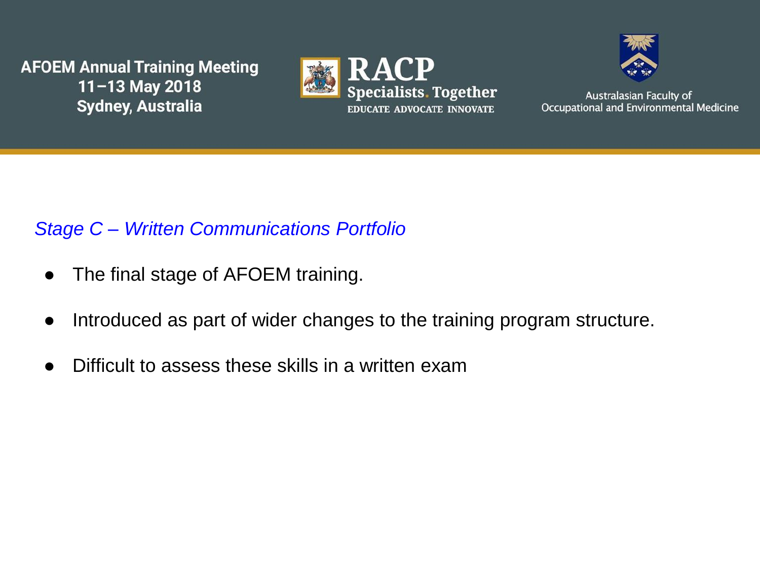## *Stage C – Written Communications Portfolio*

- The final stage of AFOEM training.
- Introduced as part of wider changes to the training program structure.
- Difficult to assess these skills in a written exam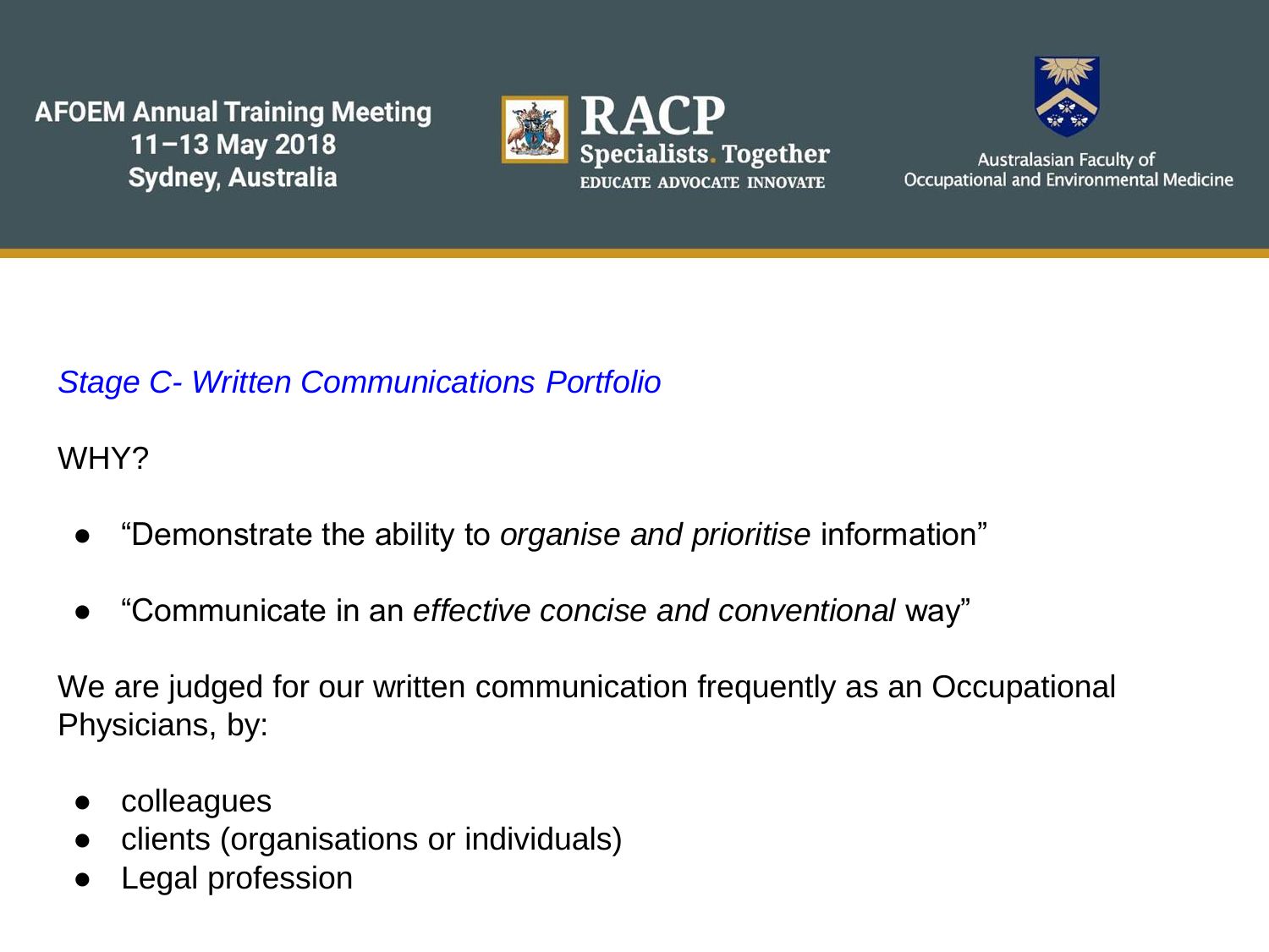## *Stage C- Written Communications Portfolio*

WHY?

- "Demonstrate the ability to *organise and prioritise* information"
- "Communicate in an *effective concise and conventional* way"

We are judged for our written communication frequently as an Occupational Physicians, by:

- colleagues
- clients (organisations or individuals)
- Legal profession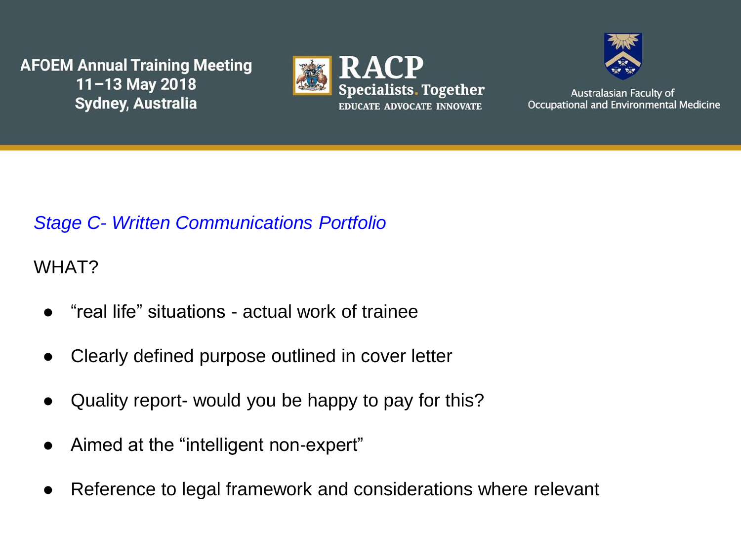## *Stage C- Written Communications Portfolio*

WHAT?

- “real life” situations - actual work of trainee
- Clearly defined purpose outlined in cover letter
- Quality report- would you be happy to pay for this?
- Aimed at the “intelligent non-expert”
- Reference to legal framework and considerations where relevant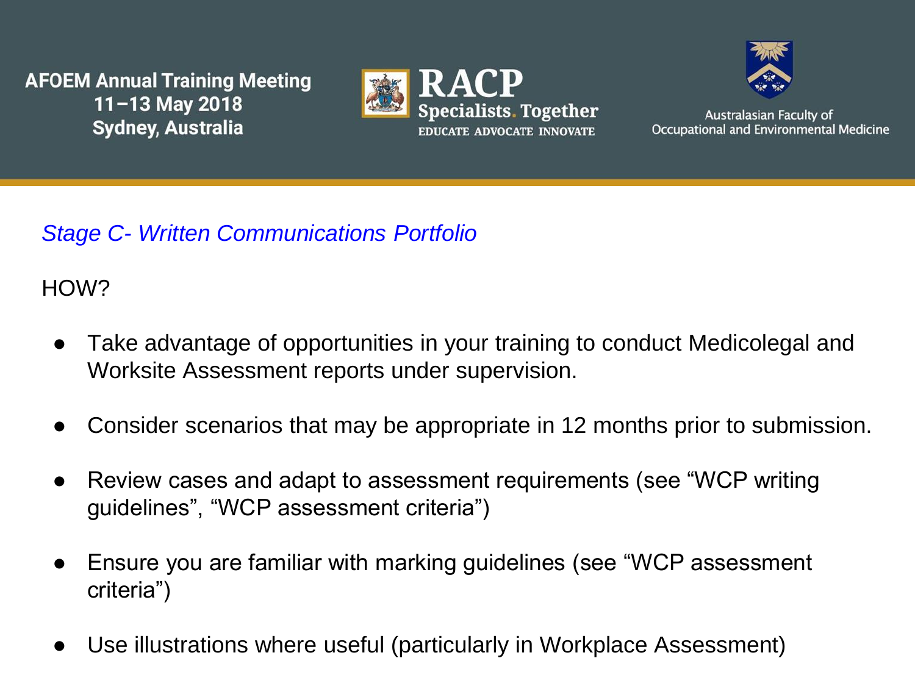## *Stage C- Written Communications Portfolio*

HOW?

- Take advantage of opportunities in your training to conduct Medicolegal and Worksite Assessment reports under supervision.
- Consider scenarios that may be appropriate in 12 months prior to submission.
- Review cases and adapt to assessment requirements (see "WCP writing guidelines", "WCP assessment criteria")
- Ensure you are familiar with marking guidelines (see "WCP assessment criteria")
- Use illustrations where useful (particularly in Workplace Assessment)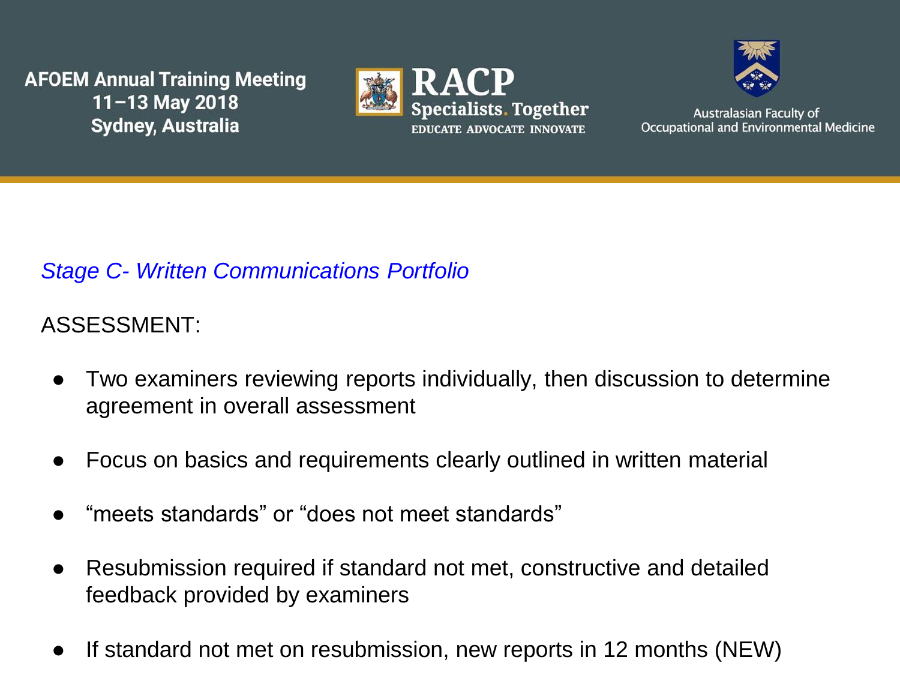## *Stage C- Written Communications Portfolio*

ASSESSMENT:

- Two examiners reviewing reports individually, then discussion to determine agreement in overall assessment
- Focus on basics and requirements clearly outlined in written material
- “meets standards” or “does not meet standards”
- Resubmission required if standard not met, constructive and detailed feedback provided by examiners
- If standard not met on resubmission, new reports in 12 months (NEW)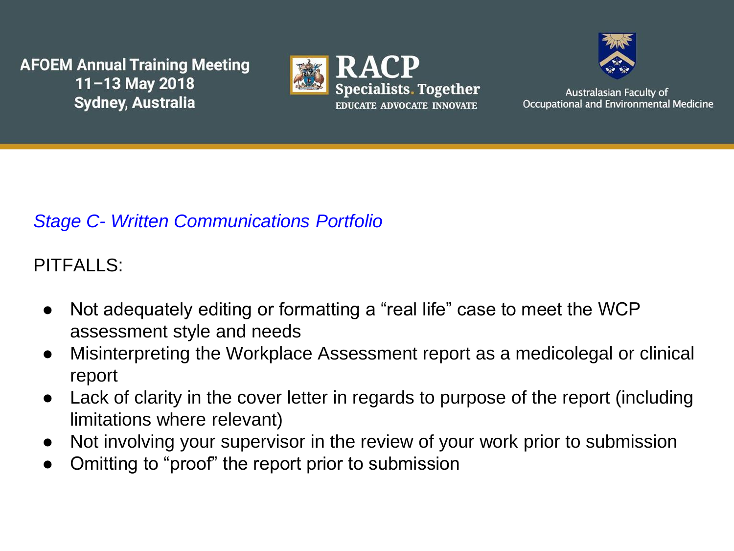*Stage C- Written Communications Portfolio*

PITFALLS:

- Not adequately editing or formatting a “real life” case to meet the WCP assessment style and needs
- Misinterpreting the Workplace Assessment report as a medicolegal or clinical report
- Lack of clarity in the cover letter in regards to purpose of the report (including limitations where relevant)
- Not involving your supervisor in the review of your work prior to submission
- Omitting to “proof” the report prior to submission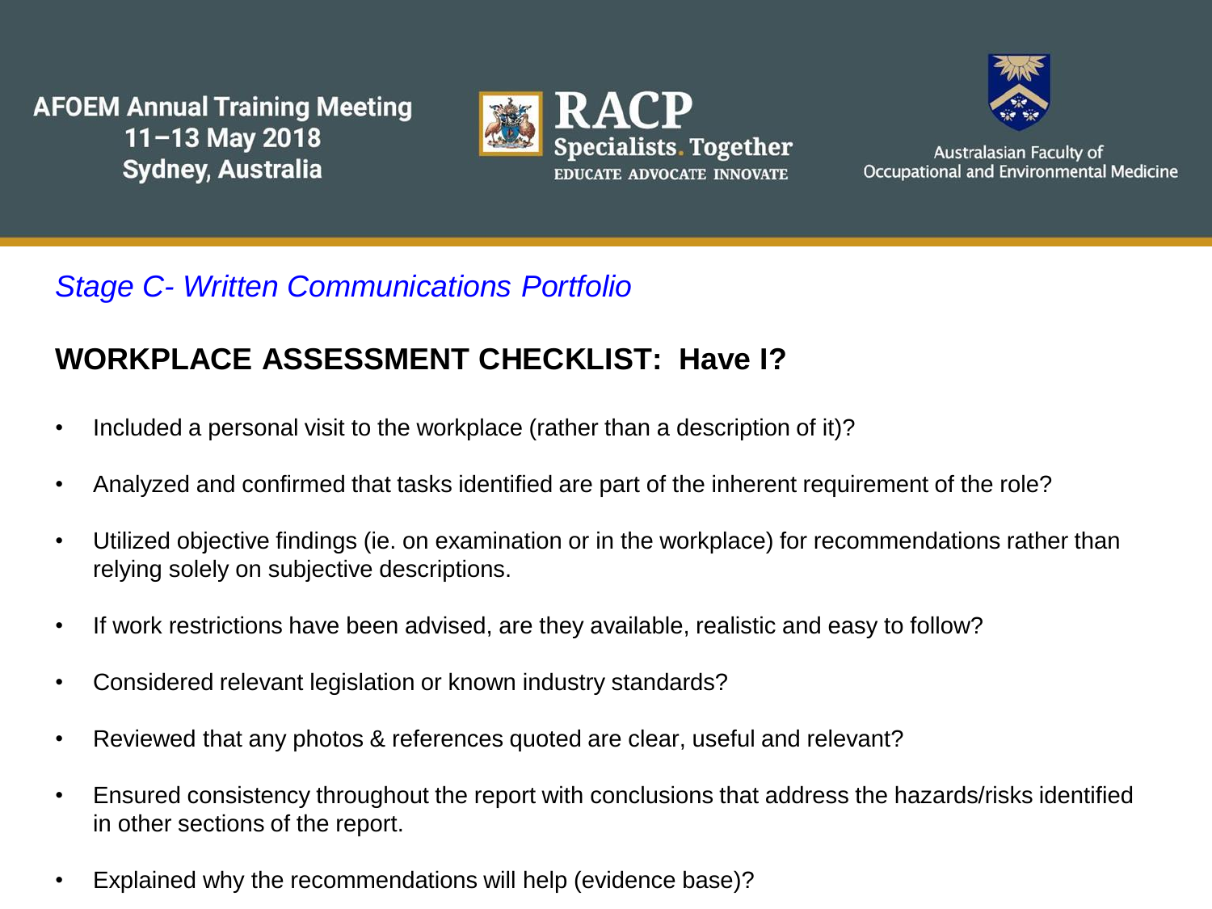*Stage C- Written Communications Portfolio*

## WORKPLACE ASSESSMENT CHECKLIST: Have I?

- Included a personal visit to the workplace (rather than a description of it)?
- Analyzed and confirmed that tasks identified are part of the inherent requirement of the role?
- Utilized objective findings (ie. on examination or in the workplace) for recommendations rather than relying solely on subjective descriptions.
- If work restrictions have been advised, are they available, realistic and easy to follow?
- Considered relevant legislation or known industry standards?
- Reviewed that any photos & references quoted are clear, useful and relevant?
- Ensured consistency throughout the report with conclusions that address the hazards/risks identified in other sections of the report.
- Explained why the recommendations will help (evidence base)?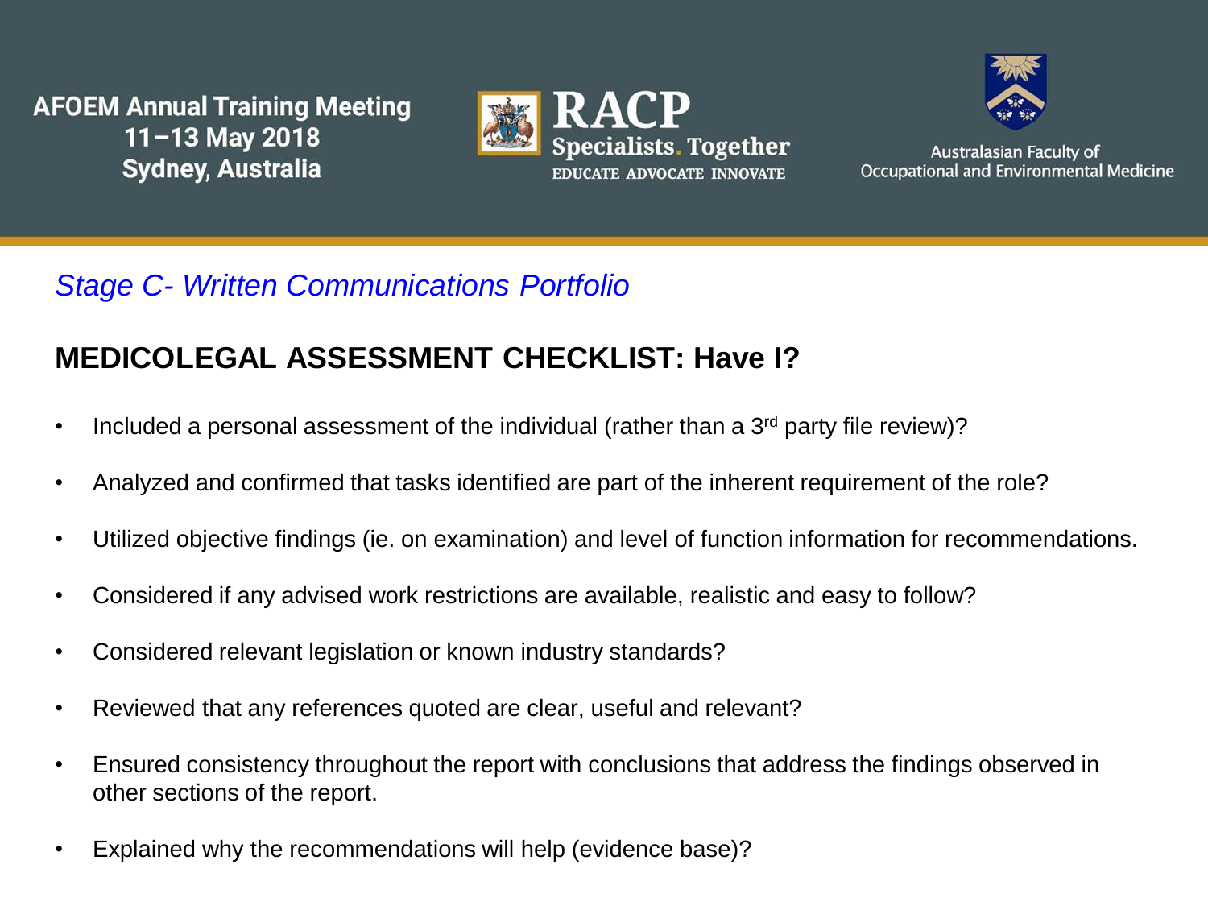*Stage C- Written Communications Portfolio*

## MEDICOLEGAL ASSESSMENT CHECKLIST: Have I?

- Included a personal assessment of the individual (rather than a 3rd party file review)?
- Analyzed and confirmed that tasks identified are part of the inherent requirement of the role?
- Utilized objective findings (ie. on examination) and level of function information for recommendations.
- Considered if any advised work restrictions are available, realistic and easy to follow?
- Considered relevant legislation or known industry standards?
- Reviewed that any references quoted are clear, useful and relevant?
- Ensured consistency throughout the report with conclusions that address the findings observed in other sections of the report.
- Explained why the recommendations will help (evidence base)?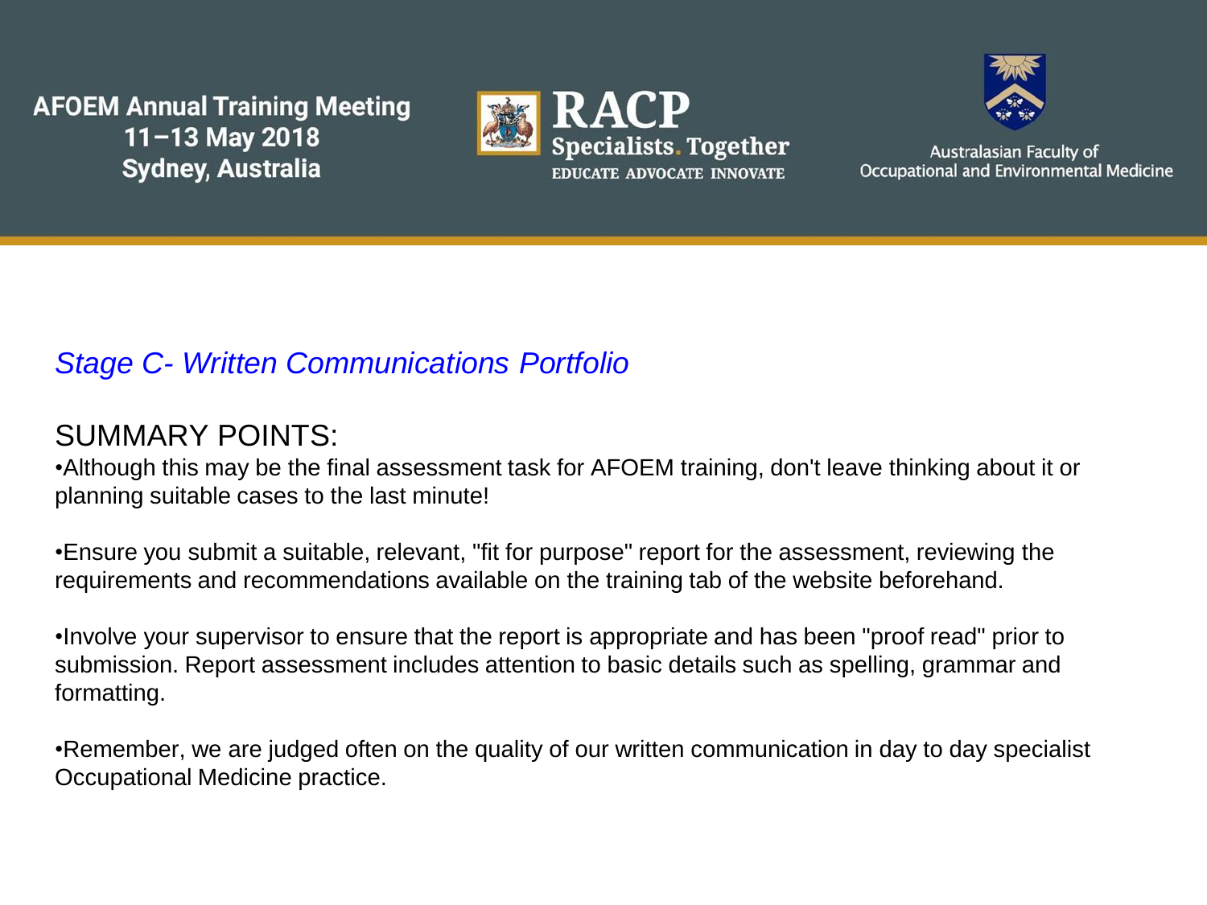*Stage C- Written Communications Portfolio*

SUMMARY POINTS:

•Although this may be the final assessment task for AFOEM training, don't leave thinking about it or planning suitable cases to the last minute!

•Ensure you submit a suitable, relevant, "fit for purpose" report for the assessment, reviewing the requirements and recommendations available on the training tab of the website beforehand.

•Involve your supervisor to ensure that the report is appropriate and has been "proof read" prior to submission. Report assessment includes attention to basic details such as spelling, grammar and formatting.

•Remember, we are judged often on the quality of our written communication in day to day specialist Occupational Medicine practice.